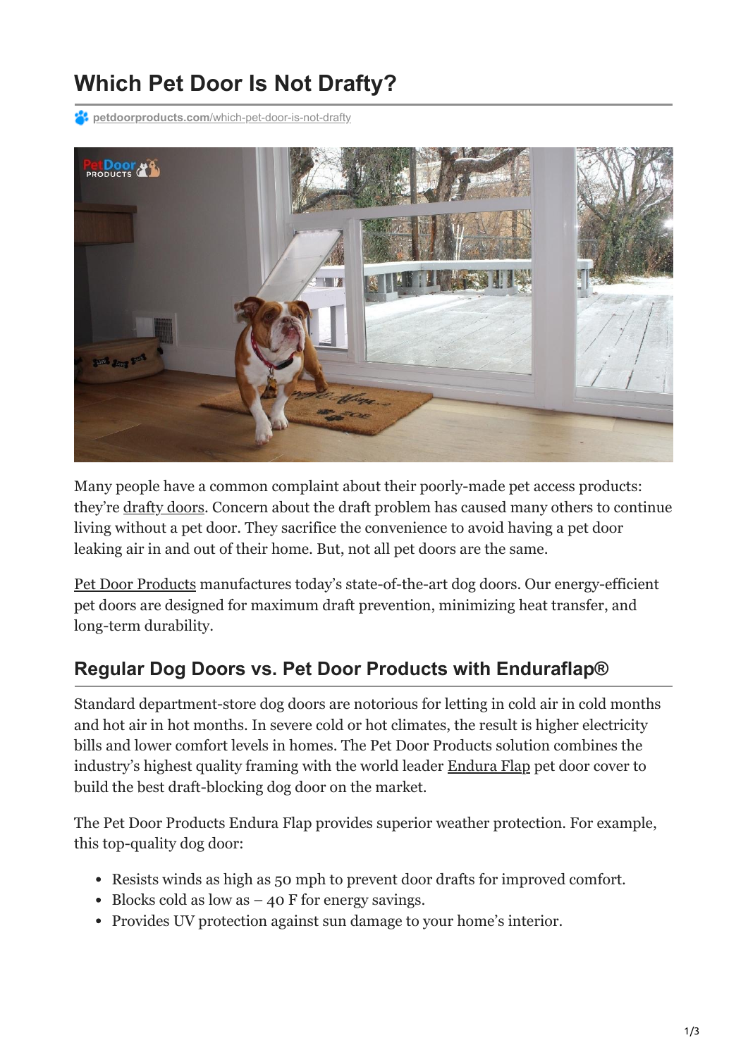# Which Pet Door Is Not Drafty?

petdoorproducts.com/which-pet-door-is-not-drafty

Many people have a common complaint about their poorly-made pet access products: they're drafty doors. Concern about the draft problem has caused many others to continue living without a pet door. They sacrifice the convenience to avoid having a pet door leaking air in and out of their home. But, not all pet doors are the same.

Pet Door Products manufactures today's state-of-the-art dog doors. Our energy-efficient pet doors are designed for maximum draft prevention, minimizing heat transfer, and long-term durability.

## Regular Dog Doors vs. Pet Door Products with Enduraflap®

Standard department-store dog doors are notorious for letting in cold air in cold months and hot air in hot months. In severe cold or hot climates, the result is higher electricity bills and lower comfort levels in homes. The Pet Door Products solution combines the industry's highest quality framing with the world leader Endura Flap pet door cover to build the best draft-blocking dog door on the market.

The Pet Door Products Endura Flap provides superior weather protection. For example, this top-quality dog door:

- Resists winds as high as 50 mph to prevent door drafts for improved comfort.
- Blocks cold as low as – 40 F for energy savings.
- Provides UV protection against sun damage to your home's interior.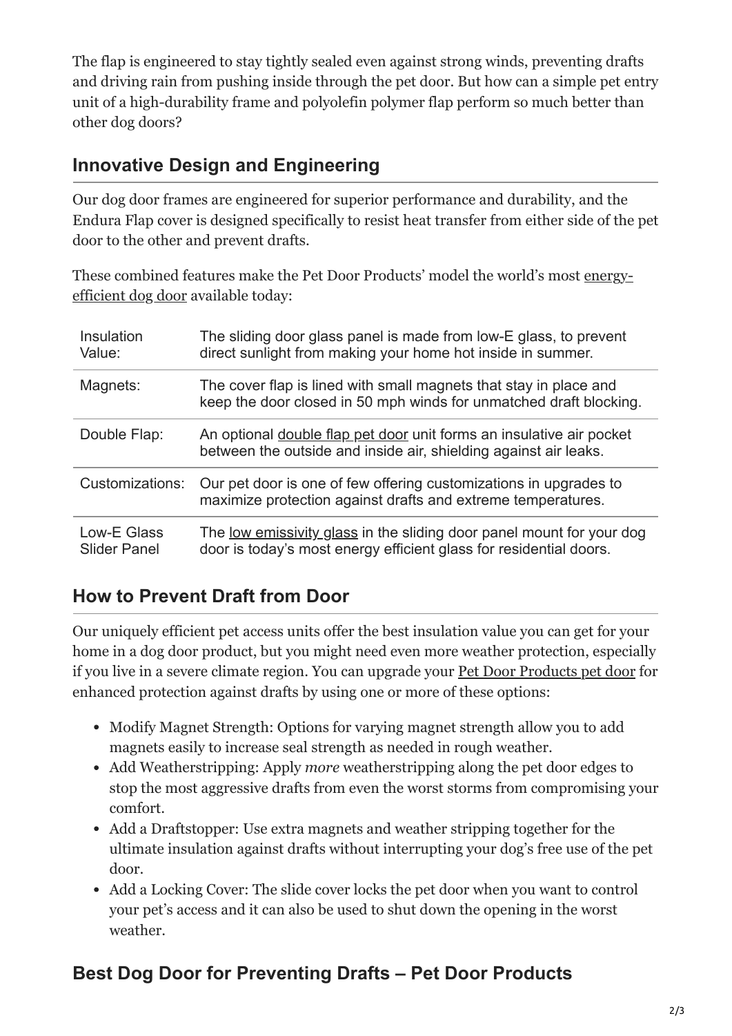The flap is engineered to stay tightly sealed even against strong winds, preventing drafts and driving rain from pushing inside through the pet door. But how can a simple pet entry unit of a high-durability frame and polyolefin polymer flap perform so much better than other dog doors?

## Innovative Design and Engineering

Our dog door frames are engineered for superior performance and durability, and the Endura Flap cover is designed specifically to resist heat transfer from either side of the pet door to the other and prevent drafts.

These combined features make the Pet Door Products' model the world's most energy-efficient dog door available today:

| | |
|---|---|
| Insulation Value: | The sliding door glass panel is made from low-E glass, to prevent direct sunlight from making your home hot inside in summer. |
| Magnets: | The cover flap is lined with small magnets that stay in place and keep the door closed in 50 mph winds for unmatched draft blocking. |
| Double Flap: | An optional double flap pet door unit forms an insulative air pocket between the outside and inside air, shielding against air leaks. |
| Customizations: | Our pet door is one of few offering customizations in upgrades to maximize protection against drafts and extreme temperatures. |
| Low-E Glass Slider Panel | The low emissivity glass in the sliding door panel mount for your dog door is today's most energy efficient glass for residential doors. |

## How to Prevent Draft from Door

Our uniquely efficient pet access units offer the best insulation value you can get for your home in a dog door product, but you might need even more weather protection, especially if you live in a severe climate region. You can upgrade your Pet Door Products pet door for enhanced protection against drafts by using one or more of these options:

- Modify Magnet Strength: Options for varying magnet strength allow you to add magnets easily to increase seal strength as needed in rough weather.
- Add Weatherstripping: Apply *more* weatherstripping along the pet door edges to stop the most aggressive drafts from even the worst storms from compromising your comfort.
- Add a Draftstopper: Use extra magnets and weather stripping together for the ultimate insulation against drafts without interrupting your dog's free use of the pet door.
- Add a Locking Cover: The slide cover locks the pet door when you want to control your pet's access and it can also be used to shut down the opening in the worst weather.

## Best Dog Door for Preventing Drafts – Pet Door Products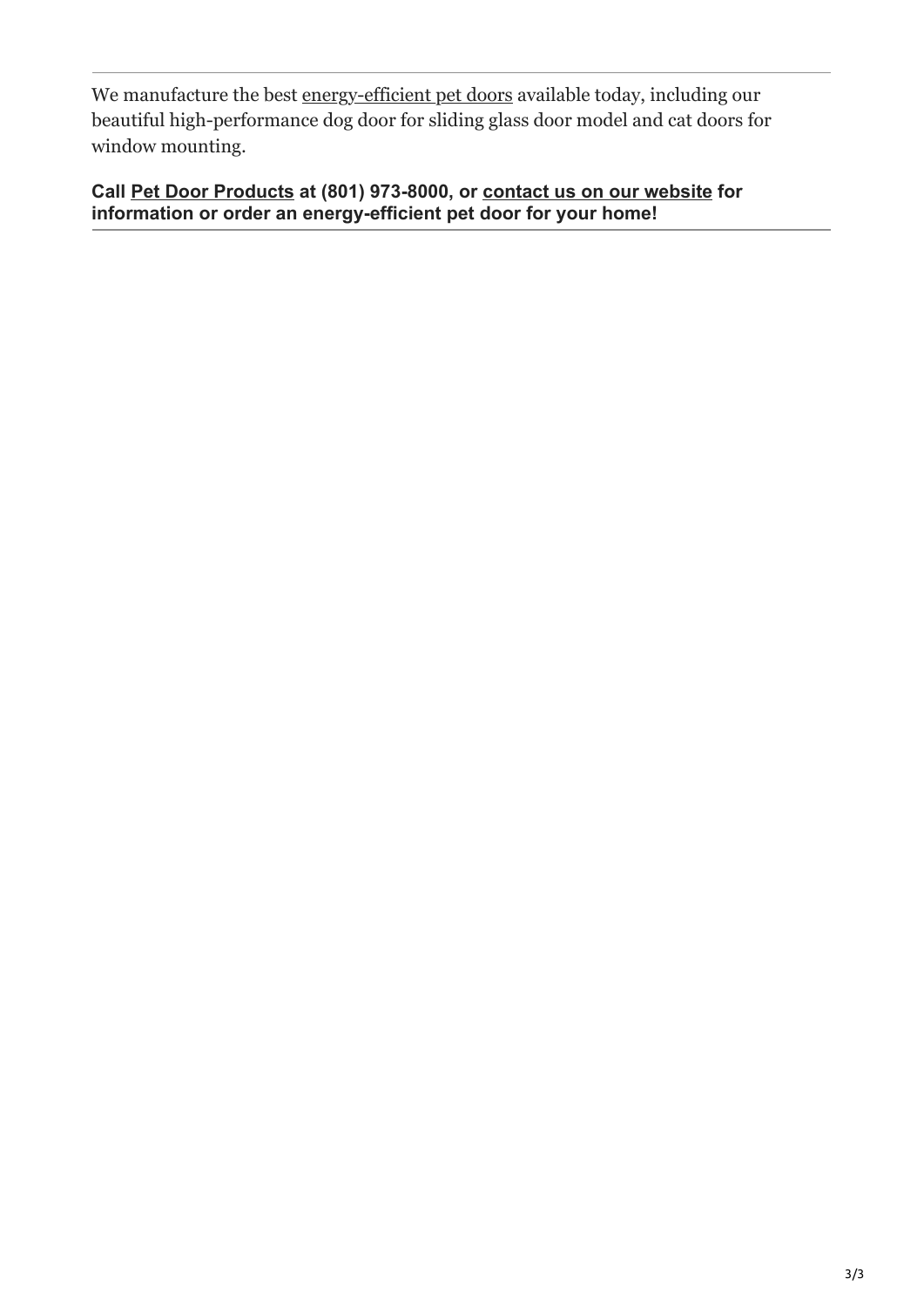We manufacture the best energy-efficient pet doors available today, including our beautiful high-performance dog door for sliding glass door model and cat doors for window mounting.

**Call Pet Door Products at (801) 973-8000, or contact us on our website for information or order an energy-efficient pet door for your home!**